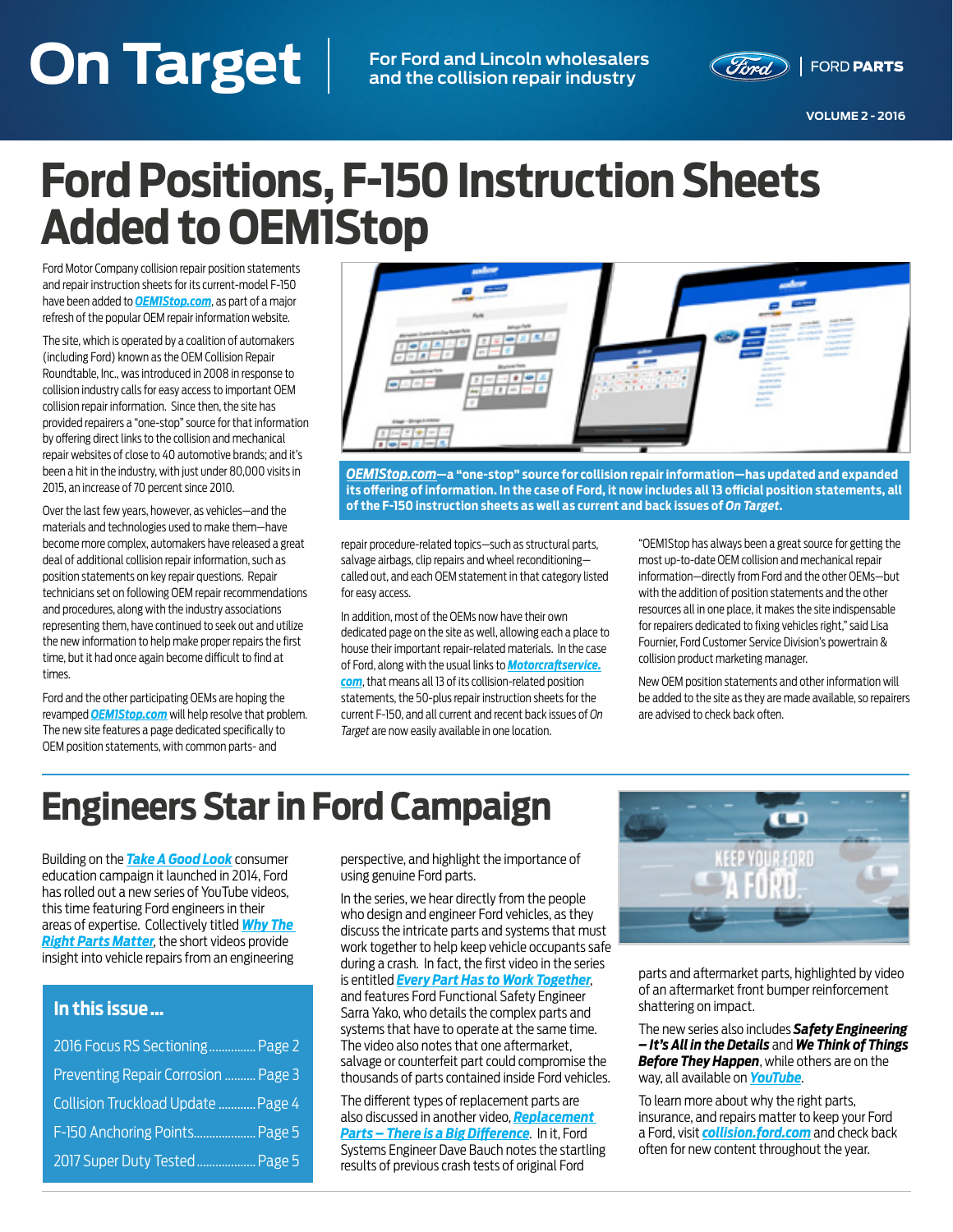# On Target

For Ford and Lincoln wholesalers and the collision repair industry

FORD PARTS

VOLUME 2 - 2016

# Ford Positions, F-150 Instruction Sheets Added to OEM1Stop

Ford Motor Company collision repair position statements and repair instruction sheets for its current-model F-150 have been added to ***OEM1Stop.com***, as part of a major refresh of the popular OEM repair information website.

The site, which is operated by a coalition of automakers (including Ford) known as the OEM Collision Repair Roundtable, Inc., was introduced in 2008 in response to collision industry calls for easy access to important OEM collision repair information. Since then, the site has provided repairers a "one-stop" source for that information by offering direct links to the collision and mechanical repair websites of close to 40 automotive brands; and it's been a hit in the industry, with just under 80,000 visits in 2015, an increase of 70 percent since 2010.

Over the last few years, however, as vehicles—and the materials and technologies used to make them—have become more complex, automakers have released a great deal of additional collision repair information, such as position statements on key repair questions. Repair technicians set on following OEM repair recommendations and procedures, along with the industry associations representing them, have continued to seek out and utilize the new information to help make proper repairs the first time, but it had once again become difficult to find at times.

Ford and the other participating OEMs are hoping the revamped ***OEM1Stop.com*** will help resolve that problem. The new site features a page dedicated specifically to OEM position statements, with common parts- and repair procedure-related topics—such as structural parts, salvage airbags, clip repairs and wheel reconditioning—called out, and each OEM statement in that category listed for easy access.

**_OEM1Stop.com_—a "one-stop" source for collision repair information—has updated and expanded its offering of information. In the case of Ford, it now includes all 13 official position statements, all of the F-150 instruction sheets as well as current and back issues of _On Target_.**

In addition, most of the OEMs now have their own dedicated page on the site as well, allowing each a place to house their important repair-related materials. In the case of Ford, along with the usual links to ***Motorcraftservice.com***, that means all 13 of its collision-related position statements, the 50-plus repair instruction sheets for the current F-150, and all current and recent back issues of *On Target* are now easily available in one location.

"OEM1Stop has always been a great source for getting the most up-to-date OEM collision and mechanical repair information—directly from Ford and the other OEMs—but with the addition of position statements and the other resources all in one place, it makes the site indispensable for repairers dedicated to fixing vehicles right," said Lisa Fournier, Ford Customer Service Division's powertrain & collision product marketing manager.

New OEM position statements and other information will be added to the site as they are made available, so repairers are advised to check back often.

# Engineers Star in Ford Campaign

Building on the ***Take A Good Look*** consumer education campaign it launched in 2014, Ford has rolled out a new series of YouTube videos, this time featuring Ford engineers in their areas of expertise. Collectively titled ***Why The Right Parts Matter***, the short videos provide insight into vehicle repairs from an engineering perspective, and highlight the importance of using genuine Ford parts.

In the series, we hear directly from the people who design and engineer Ford vehicles, as they discuss the intricate parts and systems that must work together to help keep vehicle occupants safe during a crash. In fact, the first video in the series is entitled ***Every Part Has to Work Together***, and features Ford Front Functional Safety Engineer Sarra Yako, who details the complex parts and systems that have to operate at the same time. The video also notes that one aftermarket, salvage or counterfeit part could compromise the thousands of parts contained inside Ford vehicles.

The different types of replacement parts are also discussed in another video, ***Replacement Parts – There is a Big Difference***. In it, Ford Systems Engineer Dave Bauch notes the startling results of previous crash tests of original Ford parts and aftermarket parts, highlighted by video of an aftermarket front bumper reinforcement shattering on impact.

The new series also includes ***Safety Engineering – It's All in the Details*** and ***We Think of Things Before They Happen***, while others are on the way, all available on ***YouTube***.

To learn more about why the right parts, insurance, and repairs matter to keep your Ford a Ford, visit ***collision.ford.com*** and check back often for new content throughout the year.

## In this issue ...

- 2016 Focus RS Sectioning ............... Page 2
- Preventing Repair Corrosion .......... Page 3
- Collision Truckload Update ............ Page 4
- F-150 Anchoring Points.................... Page 5
- 2017 Super Duty Tested .................. Page 5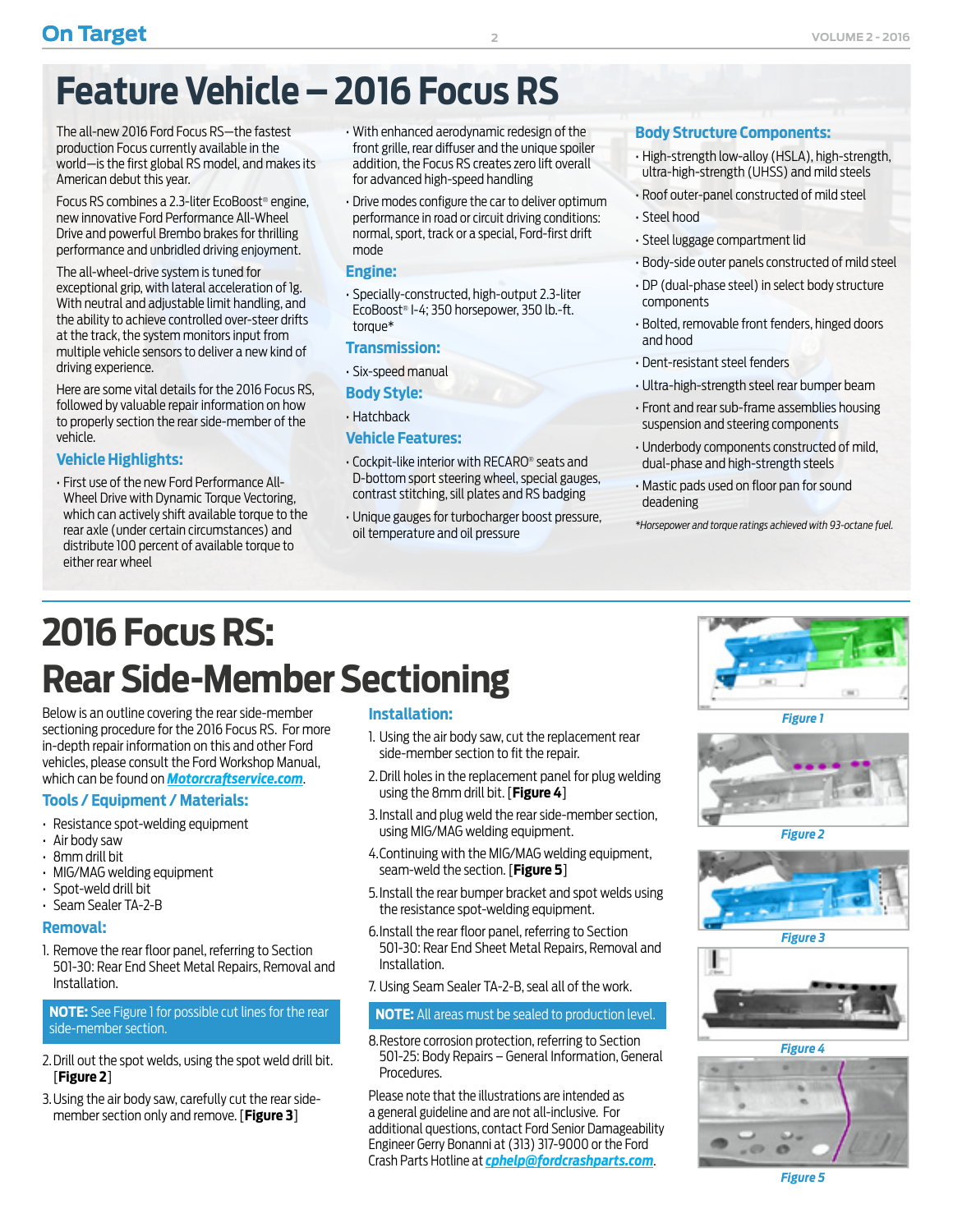# Feature Vehicle – 2016 Focus RS

The all-new 2016 Ford Focus RS—the fastest production Focus currently available in the world—is the first global RS model, and makes its American debut this year.

Focus RS combines a 2.3-liter EcoBoost® engine, new innovative Ford Performance All-Wheel Drive and powerful Brembo brakes for thrilling performance and unbridled driving enjoyment.

The all-wheel-drive system is tuned for exceptional grip, with lateral acceleration of 1g. With neutral and adjustable limit handling, and the ability to achieve controlled over-steer drifts at the track, the system monitors input from multiple vehicle sensors to deliver a new kind of driving experience.

Here are some vital details for the 2016 Focus RS, followed by valuable repair information on how to properly section the rear side-member of the vehicle.

### Vehicle Highlights:

- First use of the new Ford Performance All-Wheel Drive with Dynamic Torque Vectoring, which can actively shift available torque to the rear axle (under certain circumstances) and distribute 100 percent of available torque to either rear wheel
- With enhanced aerodynamic redesign of the front grille, rear diffuser and the unique spoiler addition, the Focus RS creates zero lift overall for advanced high-speed handling
- Drive modes configure the car to deliver optimum performance in road or circuit driving conditions: normal, sport, track or a special, Ford-first drift mode

### Engine:

- Specially-constructed, high-output 2.3-liter EcoBoost® I-4; 350 horsepower, 350 lb.-ft. torque*

### Transmission:

- Six-speed manual

### Body Style:

- Hatchback

### Vehicle Features:

- Cockpit-like interior with RECARO® seats and D-bottom sport steering wheel, special gauges, contrast stitching, sill plates and RS badging
- Unique gauges for turbocharger boost pressure, oil temperature and oil pressure

### Body Structure Components:

- High-strength low-alloy (HSLA), high-strength, ultra-high-strength (UHSS) and mild steels
- Roof outer-panel constructed of mild steel
- Steel hood
- Steel luggage compartment lid
- Body-side outer panels constructed of mild steel
- DP (dual-phase steel) in select body structure components
- Bolted, removable front fenders, hinged doors and hood
- Dent-resistant steel fenders
- Ultra-high-strength steel rear bumper beam
- Front and rear sub-frame assemblies housing suspension and steering components
- Underbody components constructed of mild, dual-phase and high-strength steels
- Mastic pads used on floor pan for sound deadening

*\*Horsepower and torque ratings achieved with 93-octane fuel.*

# 2016 Focus RS: Rear Side-Member Sectioning

Below is an outline covering the rear side-member sectioning procedure for the 2016 Focus RS. For more in-depth repair information on this and other Ford vehicles, please consult the Ford Workshop Manual, which can be found on [Motorcraftservice.com](http://Motorcraftservice.com).

### Tools / Equipment / Materials:

- Resistance spot-welding equipment
- Air body saw
- 8mm drill bit
- MIG/MAG welding equipment
- Spot-weld drill bit
- Seam Sealer TA-2-B

### Removal:

1. Remove the rear floor panel, referring to Section 501-30: Rear End Sheet Metal Repairs, Removal and Installation.

> **NOTE:** See Figure 1 for possible cut lines for the rear side-member section.

2. Drill out the spot welds, using the spot weld drill bit. [**Figure 2**]
3. Using the air body saw, carefully cut the rear side-member section only and remove. [**Figure 3**]

### Installation:

1. Using the air body saw, cut the replacement rear side-member section to fit the repair.
2. Drill holes in the replacement panel for plug welding using the 8mm drill bit. [**Figure 4**]
3. Install and plug weld the rear side-member section, using MIG/MAG welding equipment.
4. Continuing with the MIG/MAG welding equipment, seam-weld the section. [**Figure 5**]
5. Install the rear bumper bracket and spot welds using the resistance spot-welding equipment.
6. Install the rear floor panel, referring to Section 501-30: Rear End Sheet Metal Repairs, Removal and Installation.
7. Using Seam Sealer TA-2-B, seal all of the work.

> **NOTE:** All areas must be sealed to production level.

8. Restore corrosion protection, referring to Section 501-25: Body Repairs – General Information, General Procedures.

Please note that the illustrations are intended as a general guideline and are not all-inclusive. For additional questions, contact Ford Senior Damageability Engineer Gerry Bonanni at (313) 317-9000 or the Ford Crash Parts Hotline at [cphelp@fordcrashparts.com](mailto:cphelp@fordcrashparts.com).

*Figure 1*

*Figure 2*

*Figure 3*

*Figure 4*

*Figure 5*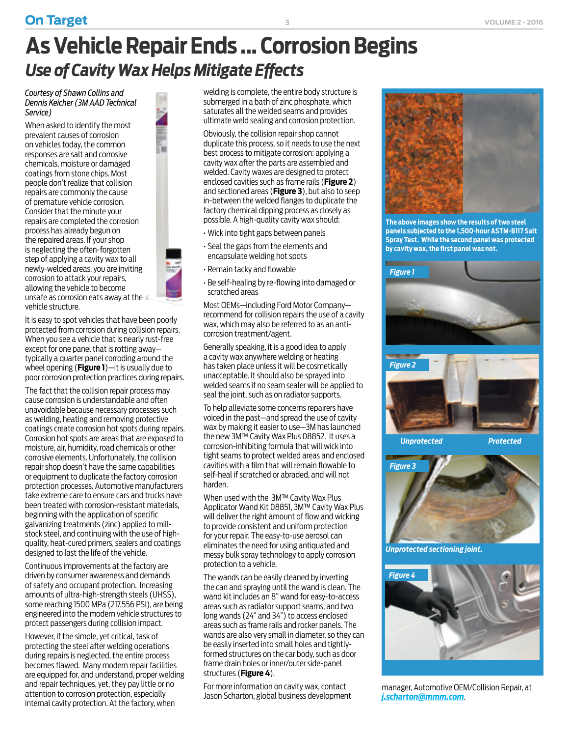# As Vehicle Repair Ends ... Corrosion Begins

## *Use of Cavity Wax Helps Mitigate Effects*

*Courtesy of Shawn Collins and Dennis Keicher (3M AAD Technical Service)*

When asked to identify the most prevalent causes of corrosion on vehicles today, the common responses are salt and corrosive chemicals, moisture or damaged coatings from stone chips. Most people don't realize that collision repairs are commonly the cause of premature vehicle corrosion. Consider that the minute your repairs are completed the corrosion process has already begun on the repaired areas. If your shop is neglecting the often-forgotten step of applying a cavity wax to all newly-welded areas, you are inviting corrosion to attack your repairs, allowing the vehicle to become unsafe as corrosion eats away at the vehicle structure.

It is easy to spot vehicles that have been poorly protected from corrosion during collision repairs. When you see a vehicle that is nearly rust-free except for one panel that is rotting away—typically a quarter panel corroding around the wheel opening (**Figure 1**)—it is usually due to poor corrosion protection practices during repairs.

The fact that the collision repair process may cause corrosion is understandable and often unavoidable because necessary processes such as welding, heating and removing protective coatings create corrosion hot spots during repairs. Corrosion hot spots are areas that are exposed to moisture, air, humidity, road chemicals or other corrosive elements. Unfortunately, the collision repair shop doesn't have the same capabilities or equipment to duplicate the factory corrosion protection processes. Automotive manufacturers take extreme care to ensure cars and trucks have been treated with corrosion-resistant materials, beginning with the application of specific galvanizing treatments (zinc) applied to mill-stock steel, and continuing with the use of high-quality, heat-cured primers, sealers and coatings designed to last the life of the vehicle.

Continuous improvements at the factory are driven by consumer awareness and demands of safety and occupant protection. Increasing amounts of ultra-high-strength steels (UHSS), some reaching 1500 MPa (217,556 PSI), are being engineered into the modern vehicle structures to protect passengers during collision impact.

However, if the simple, yet critical, task of protecting the steel after welding operations during repairs is neglected, the entire process becomes flawed. Many modern repair facilities are equipped for, and understand, proper welding and repair techniques, yet, they pay little or no attention to corrosion protection, especially internal cavity protection. At the factory, when welding is complete, the entire body structure is submerged in a bath of zinc phosphate, which saturates all the welded seams and provides ultimate weld sealing and corrosion protection.

Obviously, the collision repair shop cannot duplicate this process, so it needs to use the next best process to mitigate corrosion: applying a cavity wax after the parts are assembled and welded. Cavity waxes are designed to protect enclosed cavities such as frame rails (**Figure 2**) and sectioned areas (**Figure 3**), but also to seep in-between the welded flanges to duplicate the factory chemical dipping process as closely as possible. A high-quality cavity wax should:

- Wick into tight gaps between panels
- Seal the gaps from the elements and encapsulate welding hot spots
- Remain tacky and flowable
- Be self-healing by re-flowing into damaged or scratched areas

Most OEMs—including Ford Motor Company—recommend for collision repairs the use of a cavity wax, which may also be referred to as an anti-corrosion treatment/agent.

Generally speaking, it is a good idea to apply a cavity wax anywhere welding or heating has taken place unless it will be cosmetically unacceptable. It should also be sprayed into welded seams if no seam sealer will be applied to seal the joint, such as on radiator supports.

To help alleviate some concerns repairers have voiced in the past—and spread the use of cavity wax by making it easier to use—3M has launched the new 3M™ Cavity Wax Plus 08852. It uses a corrosion-inhibiting formula that will wick into tight seams to protect welded areas and enclosed cavities with a film that will remain flowable to self-heal if scratched or abraded, and will not harden.

When used with the 3M™ Cavity Wax Plus Applicator Wand Kit 08851, 3M™ Cavity Wax Plus will deliver the right amount of flow and wicking to provide consistent and uniform protection for your repair. The easy-to-use aerosol can eliminates the need for using antiquated and messy bulk spray technology to apply corrosion protection to a vehicle.

The wands can be easily cleaned by inverting the can and spraying until the wand is clean. The wand kit includes an 8" wand for easy-to-access areas such as radiator support seams, and two long wands (24" and 34") to access enclosed areas such as frame rails and rocker panels. The wands are also very small in diameter, so they can be easily inserted into small holes and tightly-formed structures on the car body, such as door frame drain holes or inner/outer side-panel structures (**Figure 4**).

For more information on cavity wax, contact Jason Scharton, global business development manager, Automotive OEM/Collision Repair, at j.scharton@mmm.com.

**The above images show the results of two steel panels subjected to the 1,500-hour ASTM-B117 Salt Spray Test. While the second panel was protected by cavity wax, the first panel was not.**

*Figure 1*

*Figure 2*

*Unprotected* *Protected*

*Figure 3*

*Unprotected sectioning joint.*

*Figure 4*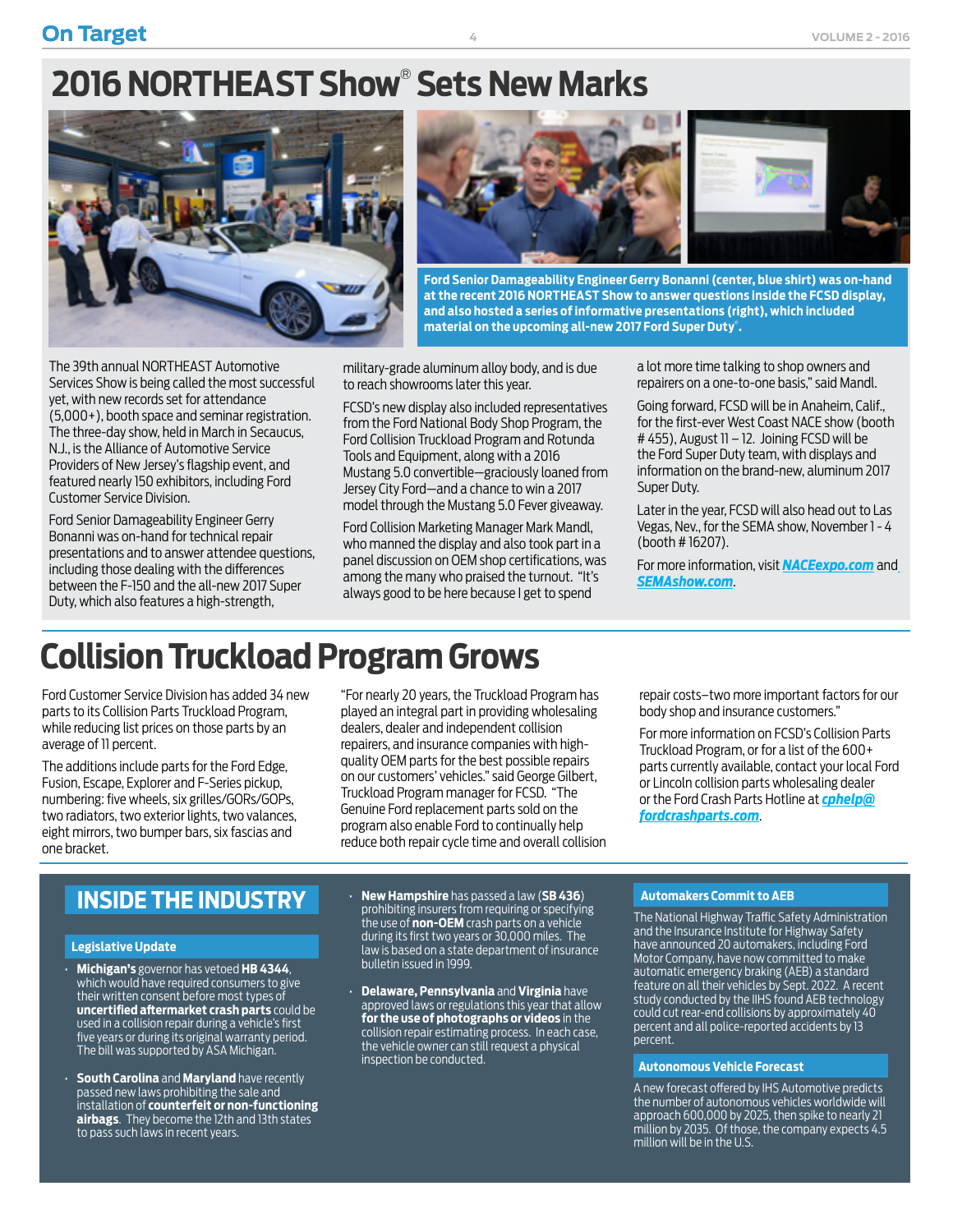# 2016 NORTHEAST Show® Sets New Marks

Ford Senior Damageability Engineer Gerry Bonanni (center, blue shirt) was on-hand at the recent 2016 NORTHEAST Show to answer questions inside the FCSD display, and also hosted a series of informative presentations (right), which included material on the upcoming all-new 2017 Ford Super Duty®.

The 39th annual NORTHEAST Automotive Services Show is being called the most successful yet, with new records set for attendance (5,000+), booth space and seminar registration. The three-day show, held in March in Secaucus, N.J., is the Alliance of Automotive Service Providers of New Jersey's flagship event, and featured nearly 150 exhibitors, including Ford Customer Service Division.

Ford Senior Damageability Engineer Gerry Bonanni was on-hand for technical repair presentations and to answer attendee questions, including those dealing with the differences between the F-150 and the all-new 2017 Super Duty, which also features a high-strength, military-grade aluminum alloy body, and is due to reach showrooms later this year.

FCSD's new display also included representatives from the Ford National Body Shop Program, the Ford Collision Truckload Program and Rotunda Tools and Equipment, along with a 2016 Mustang 5.0 convertible—graciously loaned from Jersey City Ford—and a chance to win a 2017 model through the Mustang 5.0 Fever giveaway.

Ford Collision Marketing Manager Mark Mandl, who manned the display and also took part in a panel discussion on OEM shop certifications, was among the many who praised the turnout. "It's always good to be here because I get to spend a lot more time talking to shop owners and repairers on a one-to-one basis," said Mandl.

Going forward, FCSD will be in Anaheim, Calif., for the first-ever West Coast NACE show (booth # 455), August 11 – 12. Joining FCSD will be the Ford Super Duty team, with displays and information on the brand-new, aluminum 2017 Super Duty.

Later in the year, FCSD will also head out to Las Vegas, Nev., for the SEMA show, November 1 - 4 (booth # 16207).

For more information, visit ***NACEexpo.com*** and ***SEMAshow.com***.

# Collision Truckload Program Grows

Ford Customer Service Division has added 34 new parts to its Collision Parts Truckload Program, while reducing list prices on those parts by an average of 11 percent.

The additions include parts for the Ford Edge, Fusion, Escape, Explorer and F-Series pickup, numbering: five wheels, six grilles/GORs/GOPs, two radiators, two exterior lights, two valances, eight mirrors, two bumper bars, six fascias and one bracket.

"For nearly 20 years, the Truckload Program has played an integral part in providing wholesaling dealers, dealer and independent collision repairers, and insurance companies with high-quality OEM parts for the best possible repairs on our customers' vehicles." said George Gilbert, Truckload Program manager for FCSD. "The Genuine Ford replacement parts sold on the program also enable Ford to continually help reduce both repair cycle time and overall collision repair costs–two more important factors for our body shop and insurance customers."

For more information on FCSD's Collision Parts Truckload Program, or for a list of the 600+ parts currently available, contact your local Ford or Lincoln collision parts wholesaling dealer or the Ford Crash Parts Hotline at ***cphelp@fordcrashparts.com***.

# INSIDE THE INDUSTRY

## Legislative Update

- **Michigan's** governor has vetoed **HB 4344**, which would have required consumers to give their written consent before most types of **uncertified aftermarket crash parts** could be used in a collision repair during a vehicle's first five years or during its original warranty period. The bill was supported by ASA Michigan.
- **South Carolina** and **Maryland** have recently passed new laws prohibiting the sale and installation of **counterfeit or non-functioning airbags**. They become the 12th and 13th states to pass such laws in recent years.
- **New Hampshire** has passed a law (**SB 436**) prohibiting insurers from requiring or specifying the use of **non-OEM** crash parts on a vehicle during its first two years or 30,000 miles. The law is based on a state department of insurance bulletin issued in 1999.
- **Delaware, Pennsylvania** and **Virginia** have approved laws or regulations this year that allow **for the use of photographs or videos** in the collision repair estimating process. In each case, the vehicle owner can still request a physical inspection be conducted.

## Automakers Commit to AEB

The National Highway Traffic Safety Administration and the Insurance Institute for Highway Safety have announced 20 automakers, including Ford Motor Company, have now committed to make automatic emergency braking (AEB) a standard feature on all their vehicles by Sept. 2022. A recent study conducted by the IIHS found AEB technology could cut rear-end collisions by approximately 40 percent and all police-reported accidents by 13 percent.

## Autonomous Vehicle Forecast

A new forecast offered by IHS Automotive predicts the number of autonomous vehicles worldwide will approach 600,000 by 2025, then spike to nearly 21 million by 2035. Of those, the company expects 4.5 million will be in the U.S.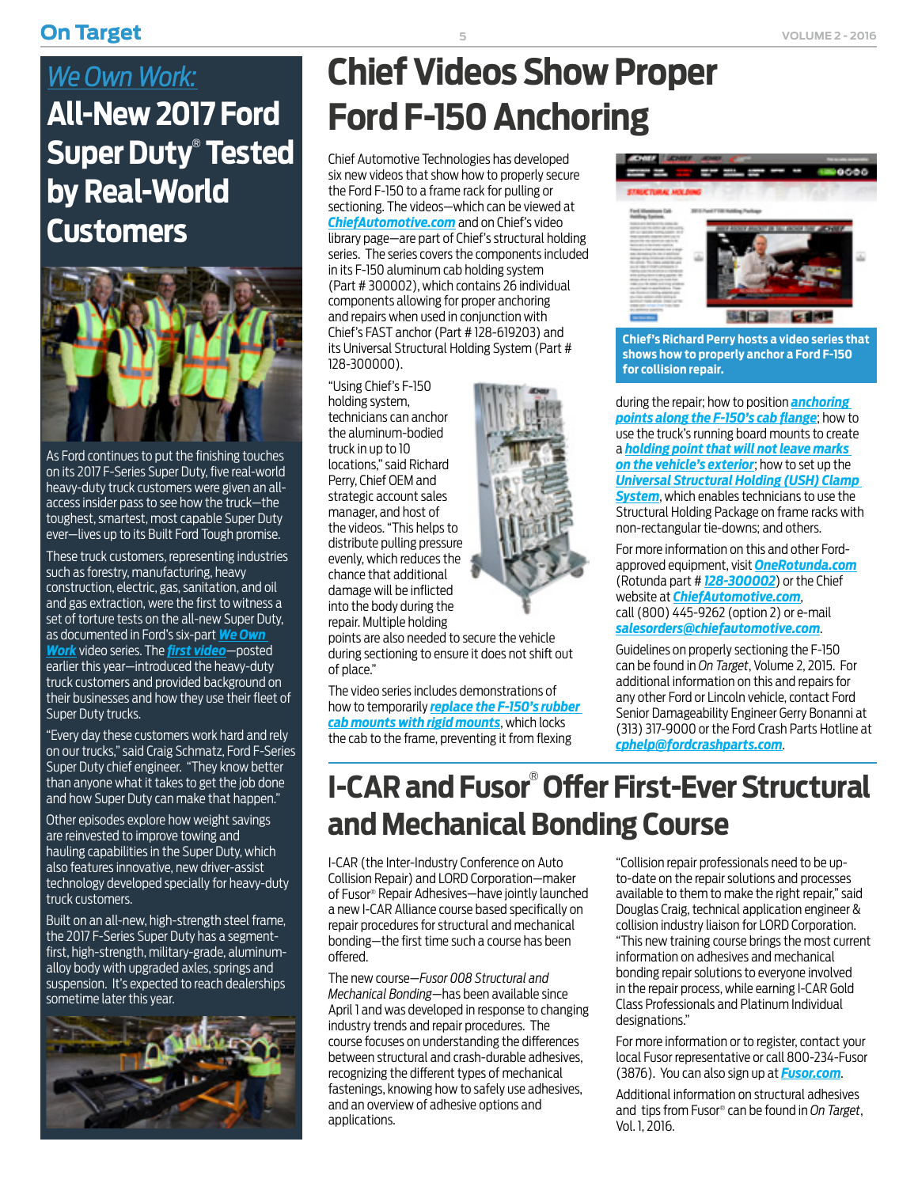# We Own Work: All-New 2017 Ford Super Duty® Tested by Real-World Customers

As Ford continues to put the finishing touches on its 2017 F-Series Super Duty, five real-world heavy-duty truck customers were given an all-access insider pass to see how the truck—the toughest, smartest, most capable Super Duty ever—lives up to its Built Ford Tough promise.

These truck customers, representing industries such as forestry, manufacturing, heavy construction, electric, gas, sanitation, and oil and gas extraction, were the first to witness a set of torture tests on the all-new Super Duty, as documented in Ford's six-part **We Own Work** video series. The **first video**—posted earlier this year—introduced the heavy-duty truck customers and provided background on their businesses and how they use their fleet of Super Duty trucks.

"Every day these customers work hard and rely on our trucks," said Craig Schmatz, Ford F-Series Super Duty chief engineer. "They know better than anyone what it takes to get the job done and how Super Duty can make that happen."

Other episodes explore how weight savings are reinvested to improve towing and hauling capabilities in the Super Duty, which also features innovative, new driver-assist technology developed specially for heavy-duty truck customers.

Built on an all-new, high-strength steel frame, the 2017 F-Series Super Duty has a segment-first, high-strength, military-grade, aluminum-alloy body with upgraded axles, springs and suspension. It's expected to reach dealerships sometime later this year.

# Chief Videos Show Proper Ford F-150 Anchoring

Chief Automotive Technologies has developed six new videos that show how to properly secure the Ford F-150 to a frame rack for pulling or sectioning. The videos—which can be viewed at **ChiefAutomotive.com** and on Chief's video library page—are part of Chief's structural holding series. The series covers the components included in its F-150 aluminum cab holding system (Part # 300002), which contains 26 individual components allowing for proper anchoring and repairs when used in conjunction with Chief's FAST anchor (Part # 128-619203) and its Universal Structural Holding System (Part # 128-300000).

"Using Chief's F-150 holding system, technicians can anchor the aluminum-bodied truck in up to 10 locations," said Richard Perry, Chief OEM and strategic account sales manager, and host of the videos. "This helps to distribute pulling pressure evenly, which reduces the chance that additional damage will be inflicted into the body during the repair. Multiple holding points are also needed to secure the vehicle during sectioning to ensure it does not shift out of place."

The video series includes demonstrations of how to temporarily **replace the F-150's rubber cab mounts with rigid mounts**, which locks the cab to the frame, preventing it from flexing during the repair; how to position **anchoring points along the F-150's cab flange**; how to use the truck's running board mounts to create a **holding point that will not leave marks on the vehicle's exterior**; how to set up the **Universal Structural Holding (USH) Clamp System**, which enables technicians to use the Structural Holding Package on frame racks with non-rectangular tie-downs; and others.

**Chief's Richard Perry hosts a video series that shows how to properly anchor a Ford F-150 for collision repair.**

For more information on this and other Ford-approved equipment, visit **OneRotunda.com** (Rotunda part # **128-300002**) or the Chief website at **ChiefAutomotive.com**, call (800) 445-9262 (option 2) or e-mail **salesorders@chiefautomotive.com**.

Guidelines on properly securing the F-150 can be found in *On Target*, Volume 2, 2015. For additional information on this and repairs for any other Ford or Lincoln vehicle, contact Ford Senior Damageability Engineer Gerry Bonanni at (313) 317-9000 or the Ford Crash Parts Hotline at **cphelp@fordcrashparts.com**.

# I-CAR and Fusor® Offer First-Ever Structural and Mechanical Bonding Course

I-CAR (the Inter-Industry Conference on Auto Collision Repair) and LORD Corporation—maker of Fusor® Repair Adhesives—have jointly launched a new I-CAR Alliance course based specifically on repair procedures for structural and mechanical bonding—the first time such a course has been offered.

The new course—*Fusor 008 Structural and Mechanical Bonding*—has been available since April 1 and was developed in response to changing industry trends and repair procedures. The course focuses on understanding the differences between structural and crash-durable adhesives, recognizing the different types of mechanical fastenings, knowing how to safely use adhesives, and an overview of adhesive options and applications.

"Collision repair professionals need to be up-to-date on the repair solutions and processes available to them to make the right repair," said Douglas Craig, technical application engineer & collision industry liaison for LORD Corporation. "This new training course brings the most current information on adhesives and mechanical bonding repair solutions to everyone involved in the repair process, while earning I-CAR Gold Class Professionals and Platinum Individual designations."

For more information or to register, contact your local Fusor representative or call 800-234-Fusor (3876). You can also sign up at **Fusor.com**.

Additional information on structural adhesives and tips from Fusor® can be found in *On Target*, Vol. 1, 2016.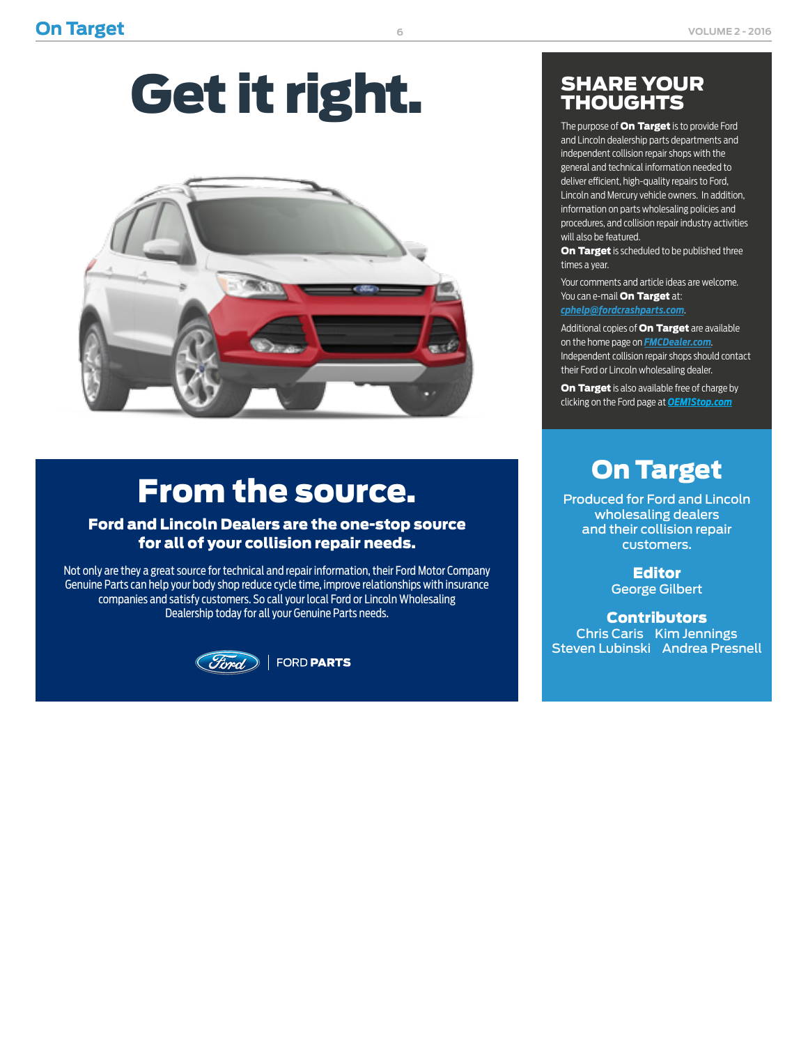# Get it right.

## From the source.

### Ford and Lincoln Dealers are the one-stop source for all of your collision repair needs.

Not only are they a great source for technical and repair information, their Ford Motor Company Genuine Parts can help your body shop reduce cycle time, improve relationships with insurance companies and satisfy customers. So call your local Ford or Lincoln Wholesaling Dealership today for all your Genuine Parts needs.

FORD **PARTS**

## SHARE YOUR THOUGHTS

The purpose of **On Target** is to provide Ford and Lincoln dealership parts departments and independent collision repair shops with the general and technical information needed to deliver efficient, high-quality repairs to Ford, Lincoln and Mercury vehicle owners. In addition, information on parts wholesaling policies and procedures, and collision repair industry activities will also be featured.

**On Target** is scheduled to be published three times a year.

Your comments and article ideas are welcome. You can e-mail **On Target** at: *cphelp@fordcrashparts.com*.

Additional copies of **On Target** are available on the home page on *FMCDealer.com*. Independent collision repair shops should contact their Ford or Lincoln wholesaling dealer.

**On Target** is also available free of charge by clicking on the Ford page at *OEM1Stop.com*

## On Target

Produced for Ford and Lincoln wholesaling dealers and their collision repair customers.

**Editor**
George Gilbert

**Contributors**
Chris Caris, Kim Jennings, Steven Lubinski, Andrea Presnell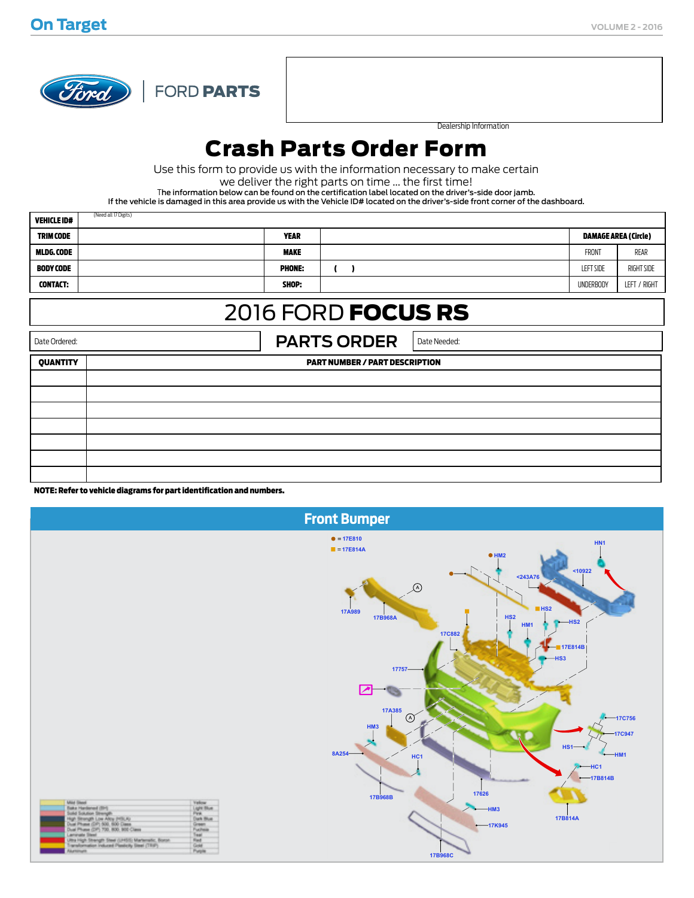FORD PARTS

Dealership Information

# Crash Parts Order Form

Use this form to provide us with the information necessary to make certain we deliver the right parts on time ... the first time!

The information below can be found on the certification label located on the driver's-side door jamb.
If the vehicle is damaged in this area provide us with the Vehicle ID# located on the driver's-side front corner of the dashboard.

| VEHICLE ID# | (Need all 17 Digits) | | | | |
|---|---|---|---|---|---|
| TRIM CODE | | YEAR | | DAMAGE AREA (Circle) | |
| MLDG. CODE | | MAKE | | FRONT | REAR |
| BODY CODE | | PHONE: | ( ) | LEFT SIDE | RIGHT SIDE |
| CONTACT: | | SHOP: | | UNDERBODY | LEFT / RIGHT |

## 2016 FORD **FOCUS RS**

Date Ordered: | **PARTS ORDER** | Date Needed:

| QUANTITY | PART NUMBER / PART DESCRIPTION |
|---|---|
| | |
| | |
| | |
| | |
| | |
| | |
| | |

**NOTE: Refer to vehicle diagrams for part identification and numbers.**

## Front Bumper

● = 17E810
■ = 17E814A

HN1, HM2, <243A76, <10922, 17A989, 17B968A, HS2, HS2, HS2, HM1, 17C882, 17E814B, HS3, 17757, 17A385, HM3, 8A254, HC1, 17C756, 17C947, HS1, HM1, HC1, 17B814B, 17B968B, 17626, HM3, 17K945, 17B814A, 17B968C

| | | |
|---|---|---|
| | Mild Steel | Yellow |
| | Bake Hardened (BH) | Light Blue |
| | Solid Solution Strength | Pink |
| | High Strength Low Alloy (HSLA) | Dark Blue |
| | Dual Phase (DP) 500, 600 Class | Green |
| | Dual Phase (DP) 700, 800, 900 Class | Fuchsia |
| | Laminate Steel | Teal |
| | Ultra High Strength Steel (UHSS) Martensitic, Boron | Red |
| | Transformation Induced Plasticity Steel (TRIP) | Gold |
| | Aluminum | Purple |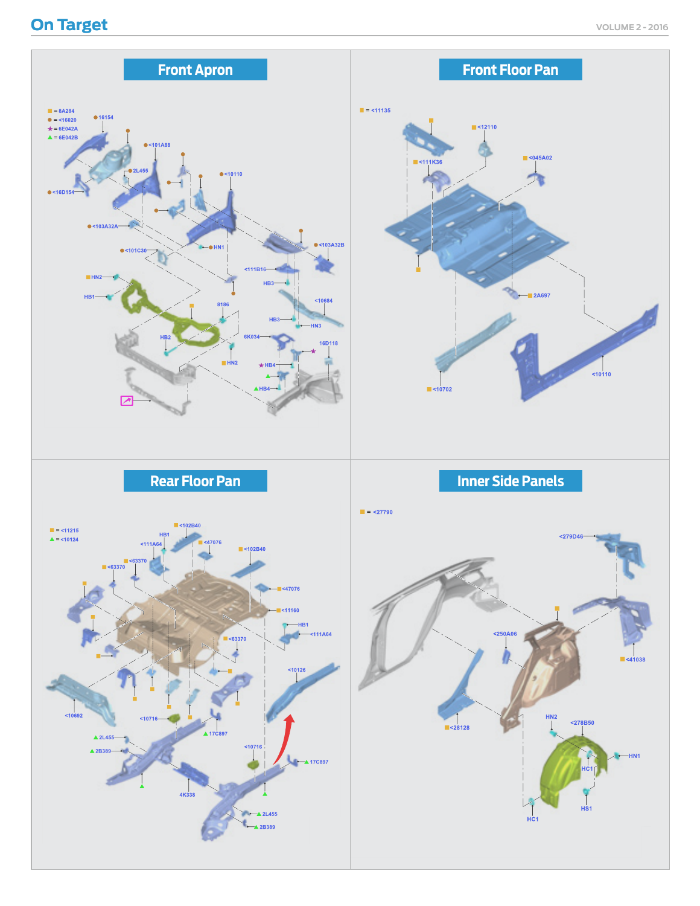## Front Apron

■ = 8A284
● = <16020
★ = 6E042A
▲ = 6E042B

16154
<101A88
2L455
<10110
<16D154
<103A32A
HN1
<103A32B
<101C30
<111B16
HN2
HB3
HB1
<10684
8186
HB3
HN3
HB2
6K034
16D118
HN2
HB4
HB4

## Front Floor Pan

■ = <11135

<12110
<111K36
<045A02
2A697
<10110
<10702

## Rear Floor Pan

■ = <11215
▲ = <10124

<102B40
HB1
<111A64
<47076
<63370
<102B40
<63370
<47076
<11160
HB1
<111A64
<63370
<10126
<10692
<10716
17C897
2L455
2B389
<10716
17C897
4K338
2L455
2B389

## Inner Side Panels

■ = <27790

<279D46
<250A06
<41038
<28128
HN2
<278B50
HN1
HC1
HS1
HC1